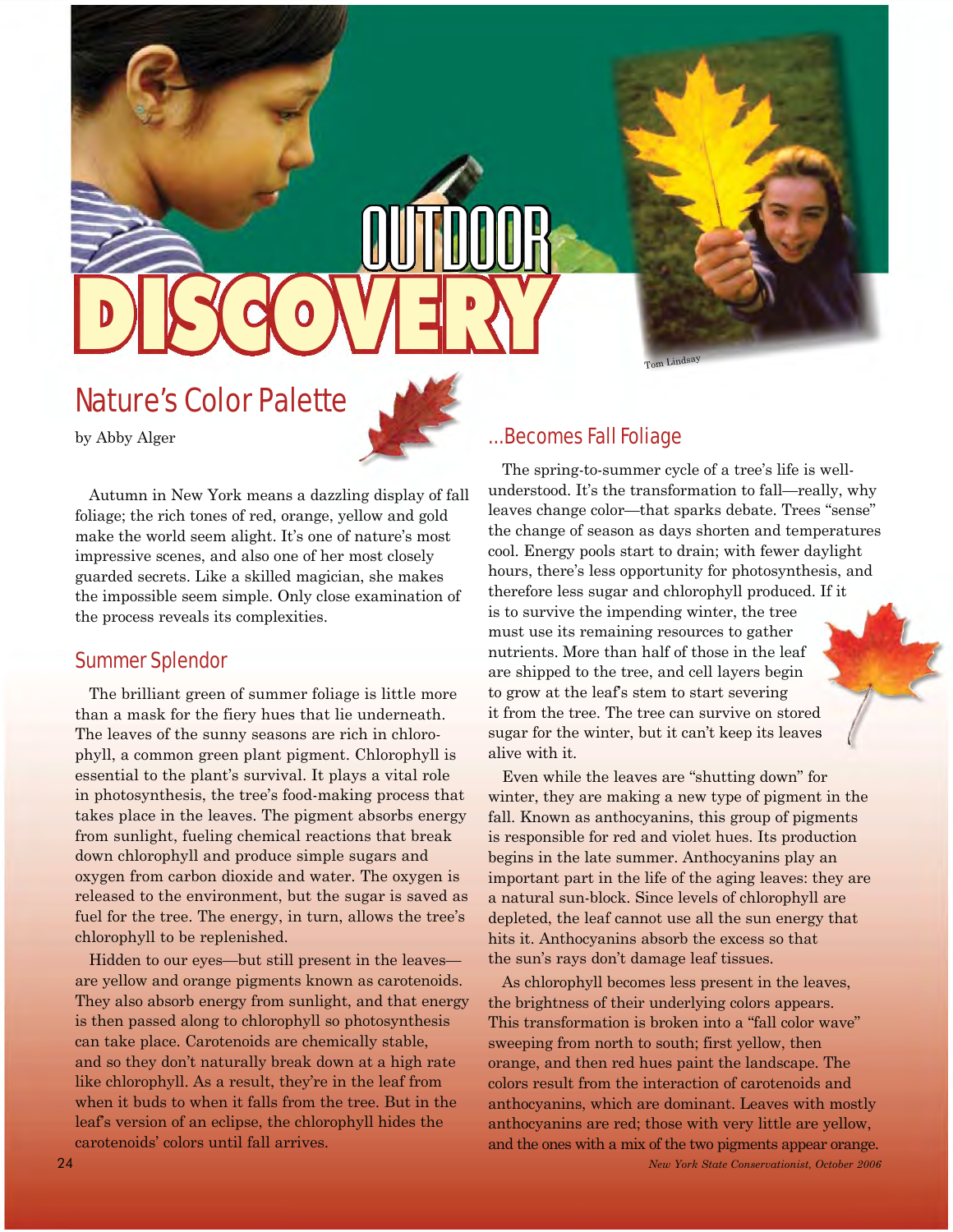# OUTDOOR DISCOVERY

Tom Lindsay

## Nature's Color Palette

by Abby Alger

Autumn in New York means a dazzling display of fall foliage; the rich tones of red, orange, yellow and gold make the world seem alight. It's one of nature's most impressive scenes, and also one of her most closely guarded secrets. Like a skilled magician, she makes the impossible seem simple. Only close examination of the process reveals its complexities.

### Summer Splendor

The brilliant green of summer foliage is little more than a mask for the fiery hues that lie underneath. The leaves of the sunny seasons are rich in chlorophyll, a common green plant pigment. Chlorophyll is essential to the plant's survival. It plays a vital role in photosynthesis, the tree's food-making process that takes place in the leaves. The pigment absorbs energy from sunlight, fueling chemical reactions that break down chlorophyll and produce simple sugars and oxygen from carbon dioxide and water. The oxygen is released to the environment, but the sugar is saved as fuel for the tree. The energy, in turn, allows the tree's chlorophyll to be replenished.

Hidden to our eyes—but still present in the leaves—are yellow and orange pigments known as carotenoids. They also absorb energy from sunlight, and that energy is then passed along to chlorophyll so photosynthesis can take place. Carotenoids are chemically stable, and so they don't naturally break down at a high rate like chlorophyll. As a result, they're in the leaf from when it buds to when it falls from the tree. But in the leaf's version of an eclipse, the chlorophyll hides the carotenoids' colors until fall arrives.

### ...Becomes Fall Foliage

The spring-to-summer cycle of a tree's life is well-understood. It's the transformation to fall—really, why leaves change color—that sparks debate. Trees "sense" the change of season as days shorten and temperatures cool. Energy pools start to drain; with fewer daylight hours, there's less opportunity for photosynthesis, and therefore less sugar and chlorophyll produced. If it is to survive the impending winter, the tree must use its remaining resources to gather nutrients. More than half of those in the leaf are shipped to the tree, and cell layers begin to grow at the leaf's stem to start severing it from the tree. The tree can survive on stored sugar for the winter, but it can't keep its leaves alive with it.

Even while the leaves are "shutting down" for winter, they are making a new type of pigment in the fall. Known as anthocyanins, this group of pigments is responsible for red and violet hues. Its production begins in the late summer. Anthocyanins play an important part in the life of the aging leaves: they are a natural sun-block. Since levels of chlorophyll are depleted, the leaf cannot use all the sun energy that hits it. Anthocyanins absorb the excess so that the sun's rays don't damage leaf tissues.

As chlorophyll becomes less present in the leaves, the brightness of their underlying colors appears. This transformation is broken into a "fall color wave" sweeping from north to south; first yellow, then orange, and then red hues paint the landscape. The colors result from the interaction of carotenoids and anthocyanins, which are dominant. Leaves with mostly anthocyanins are red; those with very little are yellow, and the ones with a mix of the two pigments appear orange.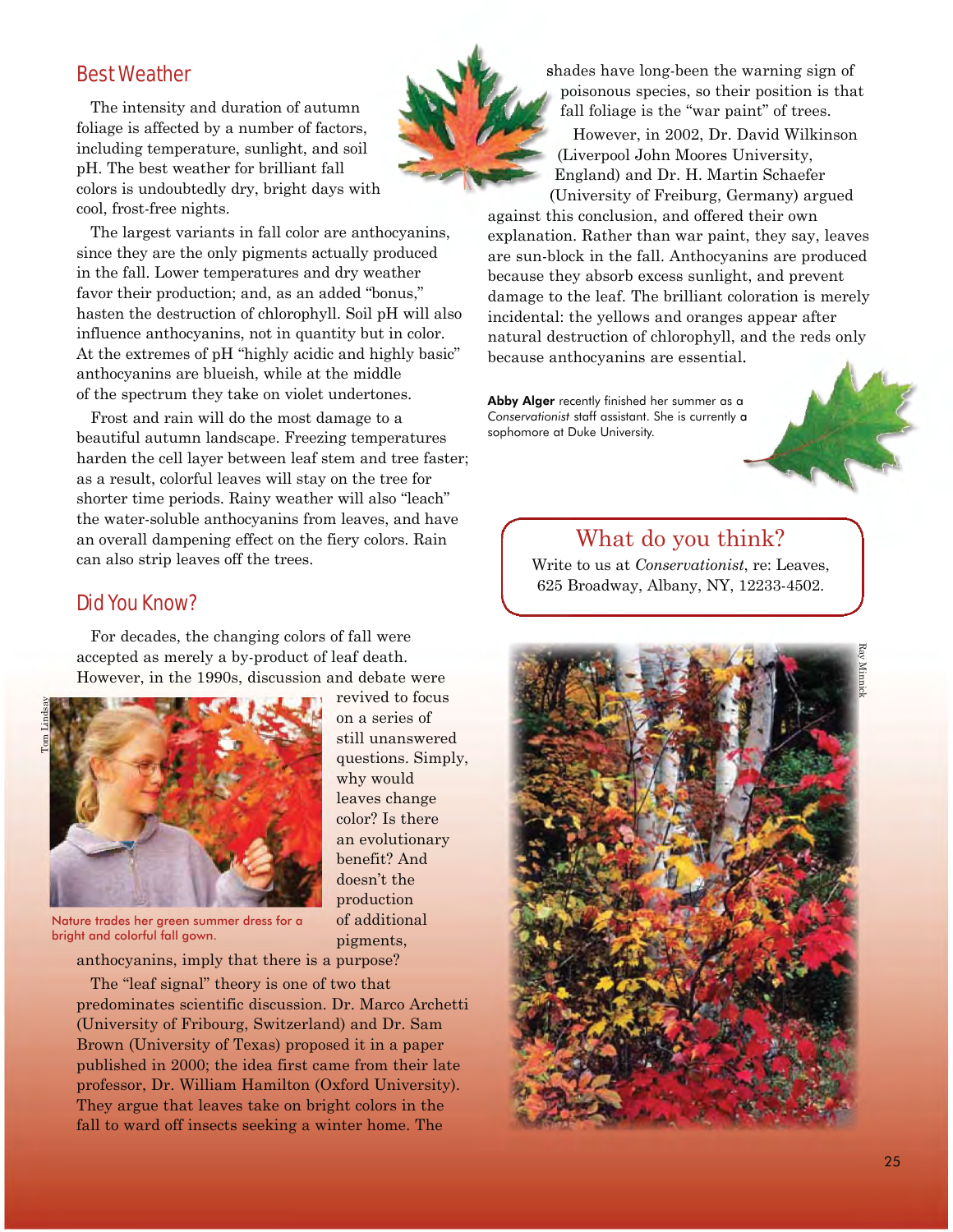## Best Weather

The intensity and duration of autumn foliage is affected by a number of factors, including temperature, sunlight, and soil pH. The best weather for brilliant fall colors is undoubtedly dry, bright days with cool, frost-free nights.

The largest variants in fall color are anthocyanins, since they are the only pigments actually produced in the fall. Lower temperatures and dry weather favor their production; and, as an added "bonus," hasten the destruction of chlorophyll. Soil pH will also influence anthocyanins, not in quantity but in color. At the extremes of pH "highly acidic and highly basic" anthocyanins are blueish, while at the middle of the spectrum they take on violet undertones.

Frost and rain will do the most damage to a beautiful autumn landscape. Freezing temperatures harden the cell layer between leaf stem and tree faster; as a result, colorful leaves will stay on the tree for shorter time periods. Rainy weather will also "leach" the water-soluble anthocyanins from leaves, and have an overall dampening effect on the fiery colors. Rain can also strip leaves off the trees.

## Did You Know?

For decades, the changing colors of fall were accepted as merely a by-product of leaf death. However, in the 1990s, discussion and debate were revived to focus on a series of still unanswered questions. Simply, why would leaves change color? Is there an evolutionary benefit? And doesn't the production of additional pigments, anthocyanins, imply that there is a purpose?

Tom Lindsay

Nature trades her green summer dress for a bright and colorful fall gown.

The "leaf signal" theory is one of two that predominates scientific discussion. Dr. Marco Archetti (University of Fribourg, Switzerland) and Dr. Sam Brown (University of Texas) proposed it in a paper published in 2000; the idea first came from their late professor, Dr. William Hamilton (Oxford University). They argue that leaves take on bright colors in the fall to ward off insects seeking a winter home. The shades have long-been the warning sign of poisonous species, so their position is that fall foliage is the "war paint" of trees.

However, in 2002, Dr. David Wilkinson (Liverpool John Moores University, England) and Dr. H. Martin Schaefer (University of Freiburg, Germany) argued against this conclusion, and offered their own explanation. Rather than war paint, they say, leaves are sun-block in the fall. Anthocyanins are produced because they absorb excess sunlight, and prevent damage to the leaf. The brilliant coloration is merely incidental: the yellows and oranges appear after natural destruction of chlorophyll, and the reds only because anthocyanins are essential.

**Abby Alger** recently finished her summer as a *Conservationist* staff assistant. She is currently a sophomore at Duke University.

### What do you think?

Write to us at *Conservationist*, re: Leaves, 625 Broadway, Albany, NY, 12233-4502.

Ray Minnick